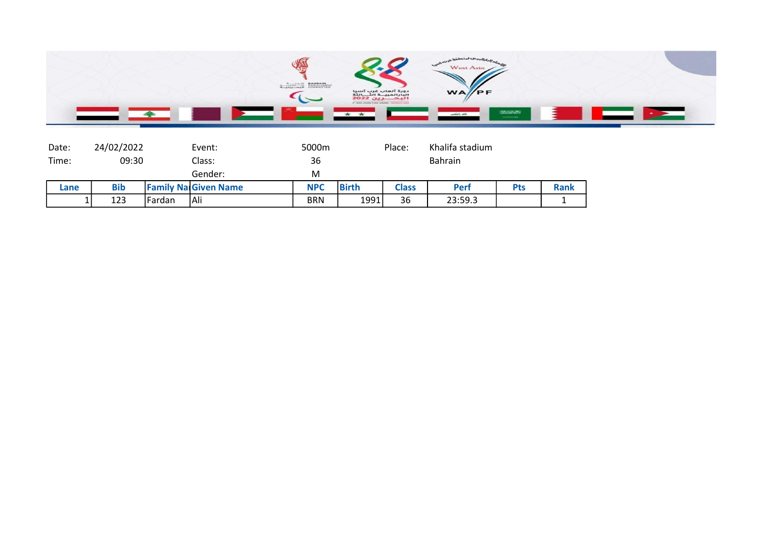| Date: | 24/02/2022 | Event: | 5000m | Place: | Khalifa stadium |
|---|---|---|---|---|---|
| Time: | 09:30 | Class: | 36 | | Bahrain |
| | | Gender: | M | | |

| Lane | Bib | Family Na | Given Name | NPC | Birth | Class | Perf | Pts | Rank |
|---|---|---|---|---|---|---|---|---|---|
| 1 | 123 | Fardan | Ali | BRN | 1991 | 36 | 23:59.3 | | 1 |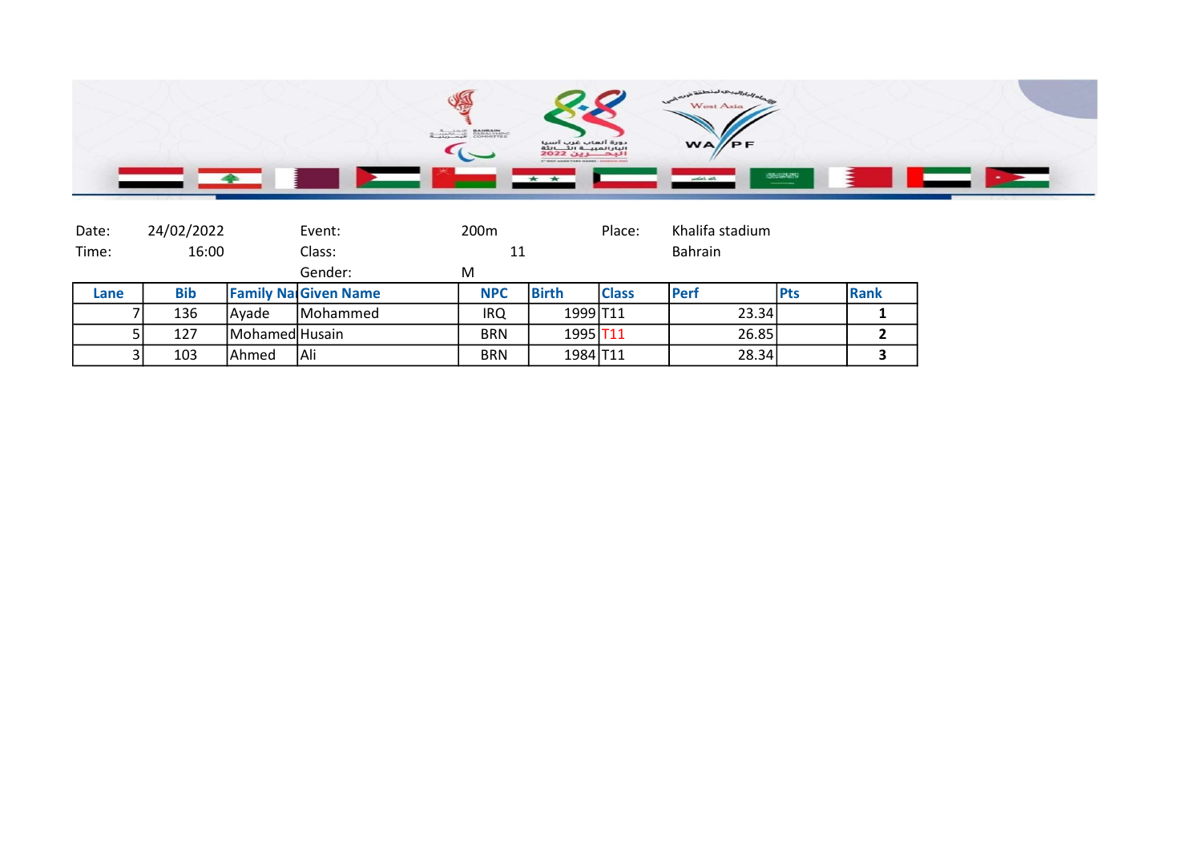| Date: | 24/02/2022 | Event: | 200m | Place: | Khalifa stadium |
|---|---|---|---|---|---|
| Time: | 16:00 | Class: | 11 | | Bahrain |
| | | Gender: | M | | |

| Lane | Bib | Family Na | Given Name | NPC | Birth | Class | Perf | Pts | Rank |
|---|---|---|---|---|---|---|---|---|---|
| 7 | 136 | Ayade | Mohammed | IRQ | 1999 | T11 | 23.34 | | **1** |
| 5 | 127 | Mohamed | Husain | BRN | 1995 | T11 | 26.85 | | **2** |
| 3 | 103 | Ahmed | Ali | BRN | 1984 | T11 | 28.34 | | **3** |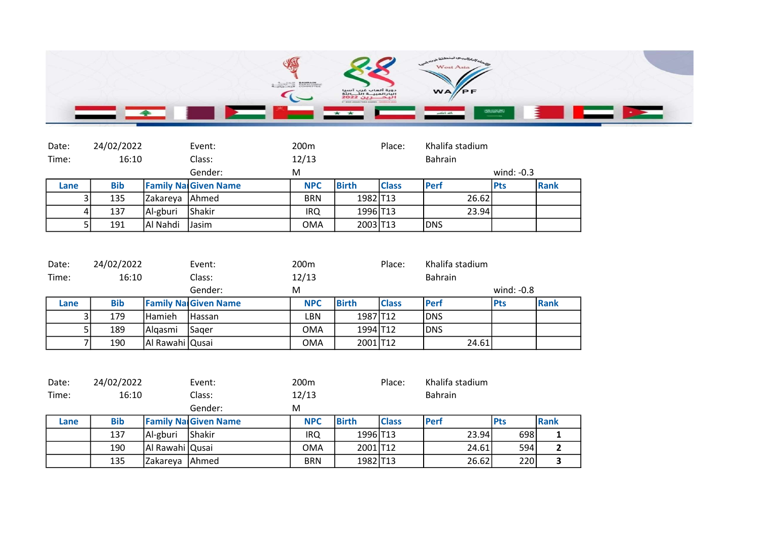Date: 24/02/2022 Time: 16:10

Event: 200m Class: 12/13 Gender: M

Place: Khalifa stadium Bahrain

wind: -0.3

| Lane | Bib | Family Na | Given Name | NPC | Birth | Class | Perf | Pts | Rank |
|---|---|---|---|---|---|---|---|---|---|
| 3 | 135 | Zakareya | Ahmed | BRN | 1982 | T13 | 26.62 | | |
| 4 | 137 | Al-gburi | Shakir | IRQ | 1996 | T13 | 23.94 | | |
| 5 | 191 | Al Nahdi | Jasim | OMA | 2003 | T13 | DNS | | |

Date: 24/02/2022 Time: 16:10

Event: 200m Class: 12/13 Gender: M

Place: Khalifa stadium Bahrain

wind: -0.8

| Lane | Bib | Family Na | Given Name | NPC | Birth | Class | Perf | Pts | Rank |
|---|---|---|---|---|---|---|---|---|---|
| 3 | 179 | Hamieh | Hassan | LBN | 1987 | T12 | DNS | | |
| 5 | 189 | Alqasmi | Saqer | OMA | 1994 | T12 | DNS | | |
| 7 | 190 | Al Rawahi | Qusai | OMA | 2001 | T12 | 24.61 | | |

Date: 24/02/2022 Time: 16:10

Event: 200m Class: 12/13 Gender: M

Place: Khalifa stadium Bahrain

| Lane | Bib | Family Na | Given Name | NPC | Birth | Class | Perf | Pts | Rank |
|---|---|---|---|---|---|---|---|---|---|
| | 137 | Al-gburi | Shakir | IRQ | 1996 | T13 | 23.94 | 698 | **1** |
| | 190 | Al Rawahi | Qusai | OMA | 2001 | T12 | 24.61 | 594 | **2** |
| | 135 | Zakareya | Ahmed | BRN | 1982 | T13 | 26.62 | 220 | **3** |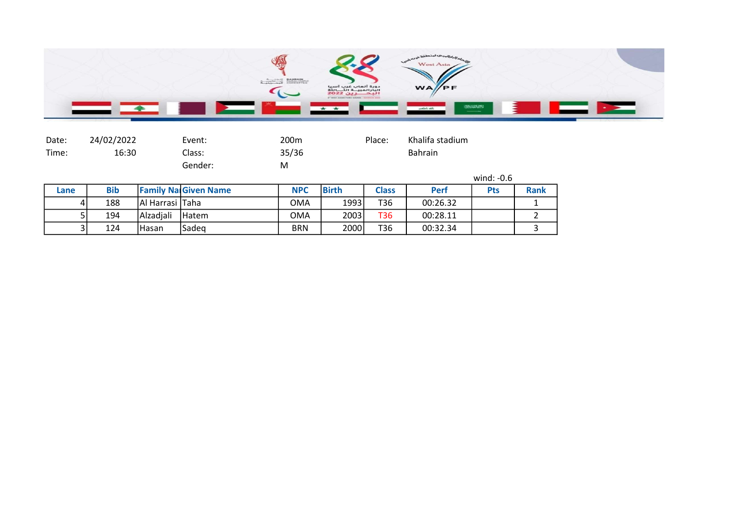| Date: | 24/02/2022 | Event: | 200m | Place: | Khalifa stadium |
|---|---|---|---|---|---|
| Time: | 16:30 | Class: | 35/36 | | Bahrain |
| | | Gender: | M | | |

wind: -0.6

| Lane | Bib | Family Na | Given Name | NPC | Birth | Class | Perf | Pts | Rank |
|---|---|---|---|---|---|---|---|---|---|
| 4 | 188 | Al Harrasi | Taha | OMA | 1993 | T36 | 00:26.32 | | 1 |
| 5 | 194 | Alzadjali | Hatem | OMA | 2003 | T36 | 00:28.11 | | 2 |
| 3 | 124 | Hasan | Sadeq | BRN | 2000 | T36 | 00:32.34 | | 3 |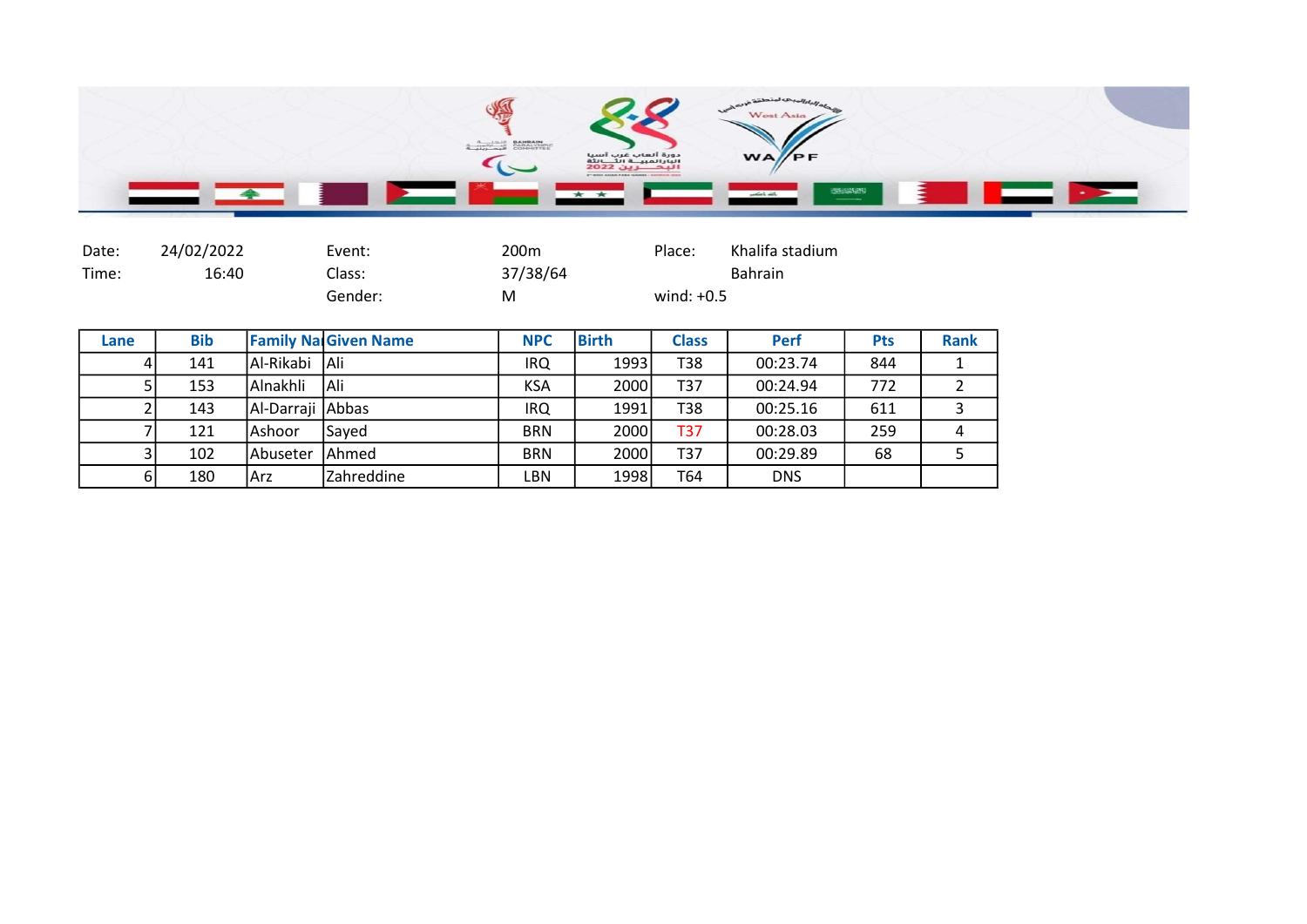| Date: | 24/02/2022 | Event: | 200m | Place: | Khalifa stadium |
|---|---|---|---|---|---|
| Time: | 16:40 | Class: | 37/38/64 | | Bahrain |
| | | Gender: | M | wind: +0.5 | |

| Lane | Bib | Family Na | Given Name | NPC | Birth | Class | Perf | Pts | Rank |
|---|---|---|---|---|---|---|---|---|---|
| 4 | 141 | Al-Rikabi | Ali | IRQ | 1993 | T38 | 00:23.74 | 844 | 1 |
| 5 | 153 | Alnakhli | Ali | KSA | 2000 | T37 | 00:24.94 | 772 | 2 |
| 2 | 143 | Al-Darraji | Abbas | IRQ | 1991 | T38 | 00:25.16 | 611 | 3 |
| 7 | 121 | Ashoor | Sayed | BRN | 2000 | T37 | 00:28.03 | 259 | 4 |
| 3 | 102 | Abuseter | Ahmed | BRN | 2000 | T37 | 00:29.89 | 68 | 5 |
| 6 | 180 | Arz | Zahreddine | LBN | 1998 | T64 | DNS | | |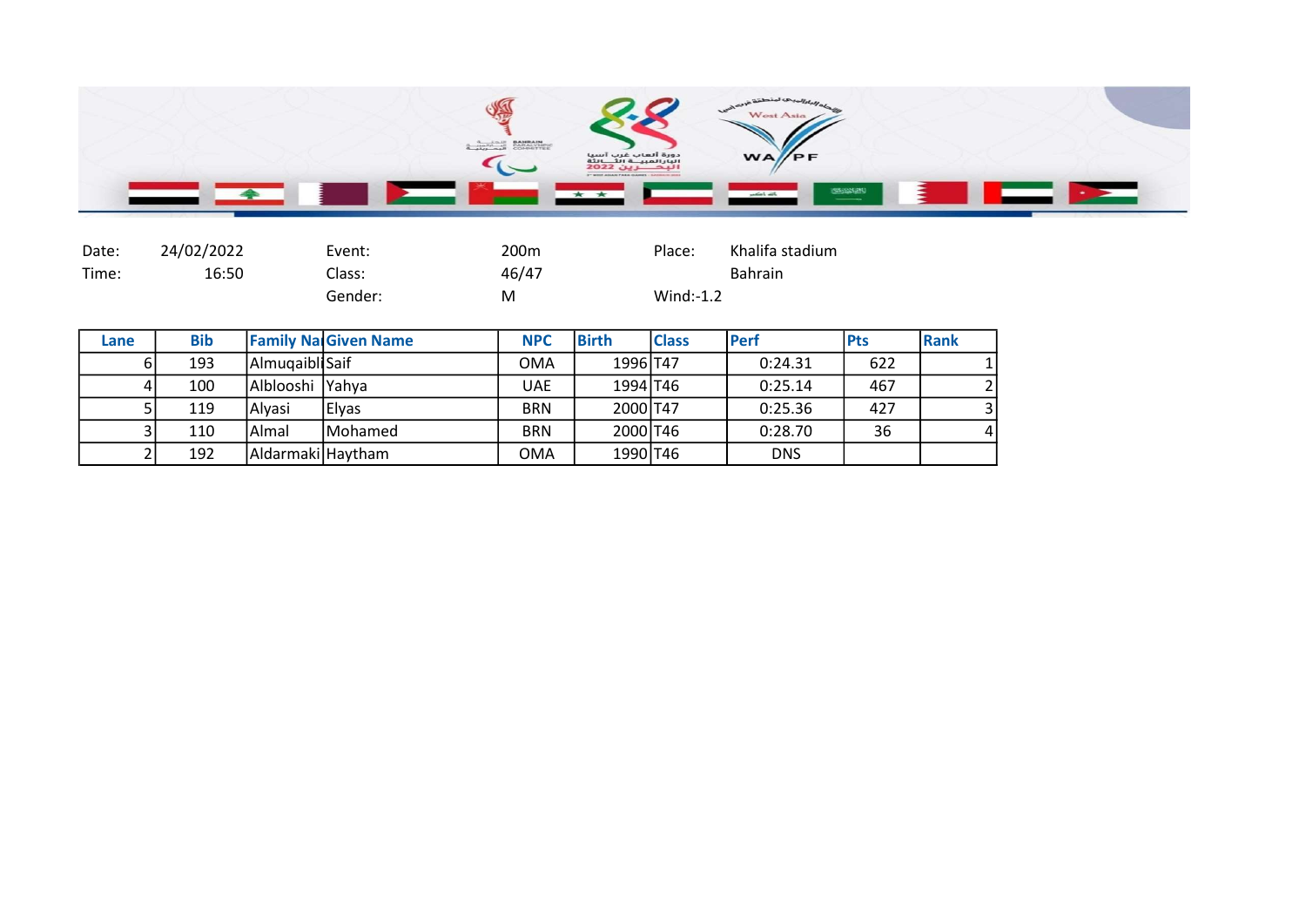| Date: | 24/02/2022 | Event: | 200m | Place: | Khalifa stadium |
|---|---|---|---|---|---|
| Time: | 16:50 | Class: | 46/47 | | Bahrain |
| | | Gender: | M | Wind:-1.2 | |

| Lane | Bib | Family Na | Given Name | NPC | Birth | Class | Perf | Pts | Rank |
|---|---|---|---|---|---|---|---|---|---|
| 6 | 193 | Almuqaibl | Saif | OMA | 1996 | T47 | 0:24.31 | 622 | 1 |
| 4 | 100 | Alblooshi | Yahya | UAE | 1994 | T46 | 0:25.14 | 467 | 2 |
| 5 | 119 | Alyasi | Elyas | BRN | 2000 | T47 | 0:25.36 | 427 | 3 |
| 3 | 110 | Almal | Mohamed | BRN | 2000 | T46 | 0:28.70 | 36 | 4 |
| 2 | 192 | Aldarmaki | Haytham | OMA | 1990 | T46 | DNS | | |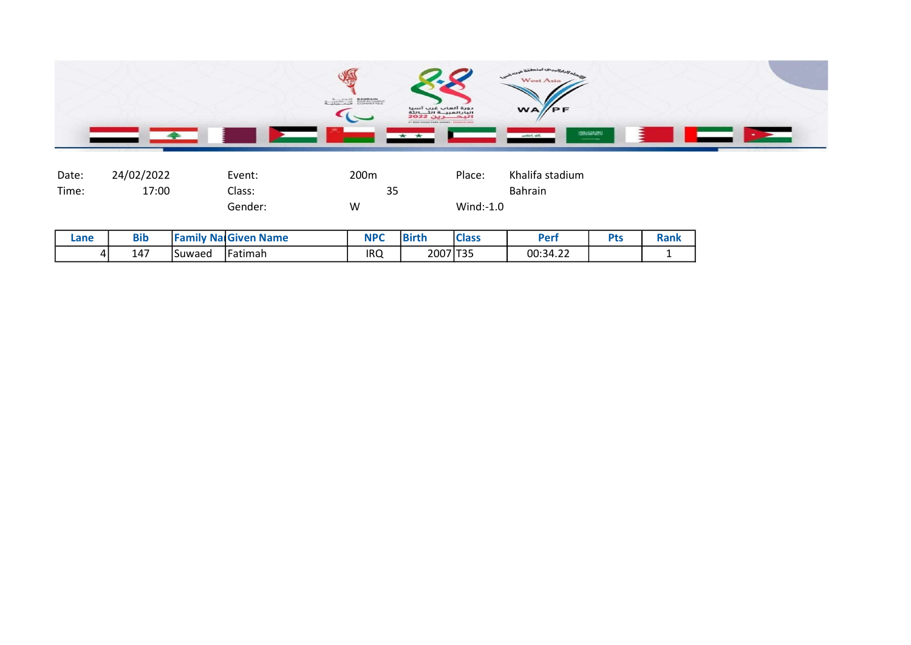| | | | | | |
|---|---|---|---|---|---|
| Date: | 24/02/2022 | Event: | 200m | Place: | Khalifa stadium |
| Time: | 17:00 | Class: | 35 | | Bahrain |
| | | Gender: | W | Wind:-1.0 | |

| Lane | Bib | Family Na | Given Name | NPC | Birth | Class | Perf | Pts | Rank |
|---|---|---|---|---|---|---|---|---|---|
| 4 | 147 | Suwaed | Fatimah | IRQ | 2007 | T35 | 00:34.22 | | 1 |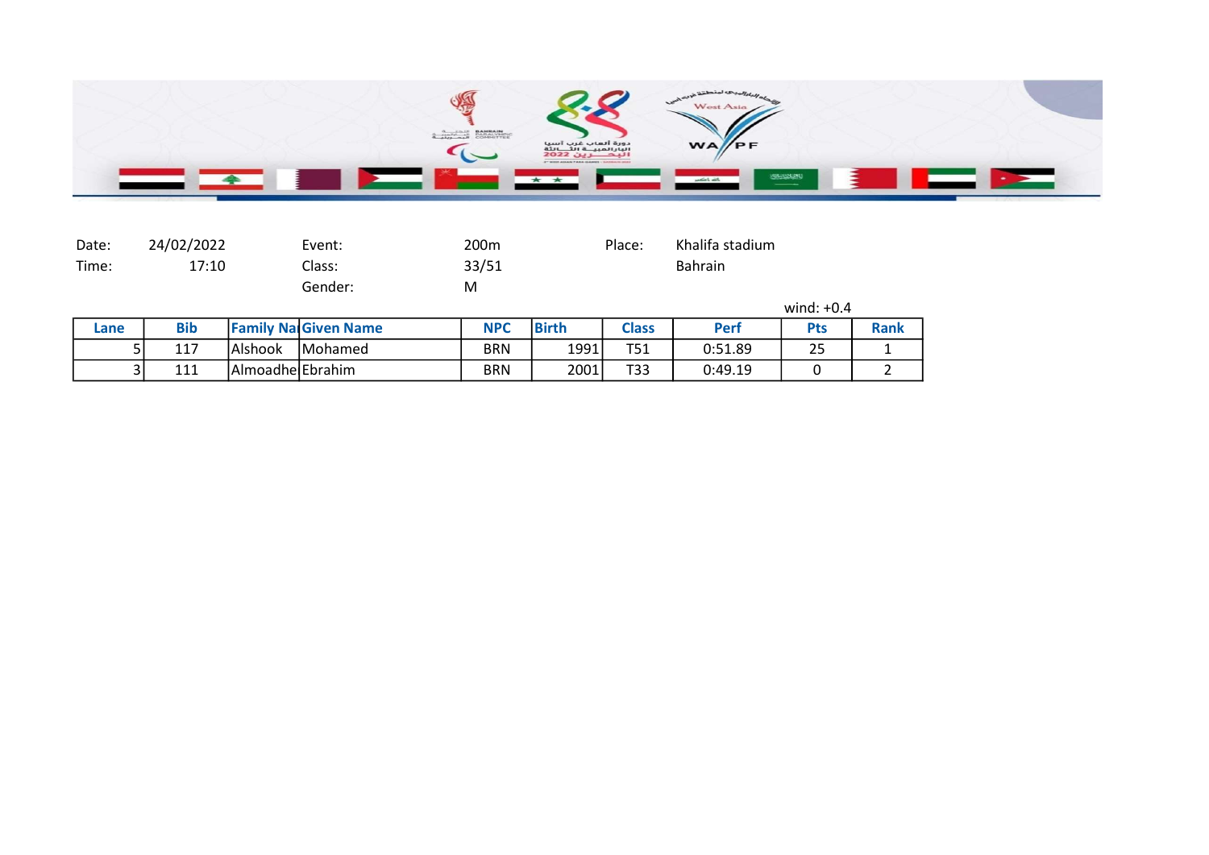| Date: | 24/02/2022 | Event: | 200m | Place: | Khalifa stadium |
|---|---|---|---|---|---|
| Time: | 17:10 | Class: | 33/51 | | Bahrain |
| | | Gender: | M | | |

wind: +0.4

| Lane | Bib | Family Na | Given Name | NPC | Birth | Class | Perf | Pts | Rank |
|---|---|---|---|---|---|---|---|---|---|
| 5 | 117 | Alshook | Mohamed | BRN | 1991 | T51 | 0:51.89 | 25 | 1 |
| 3 | 111 | Almoadhe | Ebrahim | BRN | 2001 | T33 | 0:49.19 | 0 | 2 |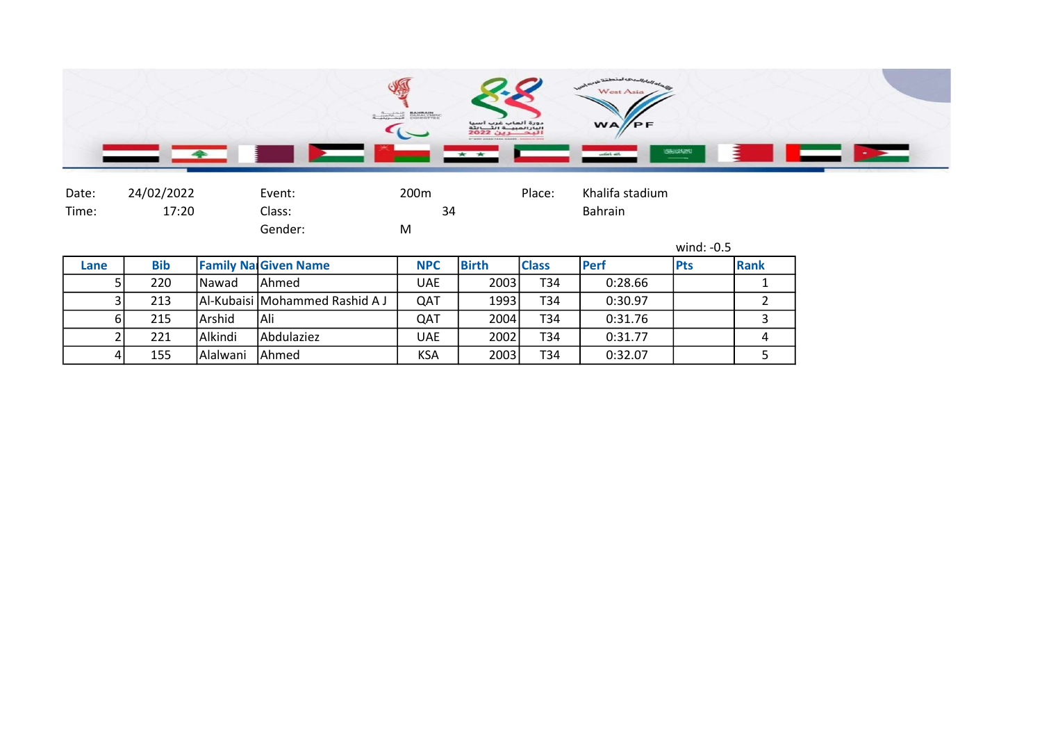Date: 24/02/2022 Event: 200m Place: Khalifa stadium

Time: 17:20 Class: 34 Bahrain

Gender: M

wind: -0.5

| Lane | Bib | Family Na | Given Name | NPC | Birth | Class | Perf | Pts | Rank |
|---|---|---|---|---|---|---|---|---|---|
| 5 | 220 | Nawad | Ahmed | UAE | 2003 | T34 | 0:28.66 | | 1 |
| 3 | 213 | Al-Kubaisi | Mohammed Rashid A J | QAT | 1993 | T34 | 0:30.97 | | 2 |
| 6 | 215 | Arshid | Ali | QAT | 2004 | T34 | 0:31.76 | | 3 |
| 2 | 221 | Alkindi | Abdulaziez | UAE | 2002 | T34 | 0:31.77 | | 4 |
| 4 | 155 | Alalwani | Ahmed | KSA | 2003 | T34 | 0:32.07 | | 5 |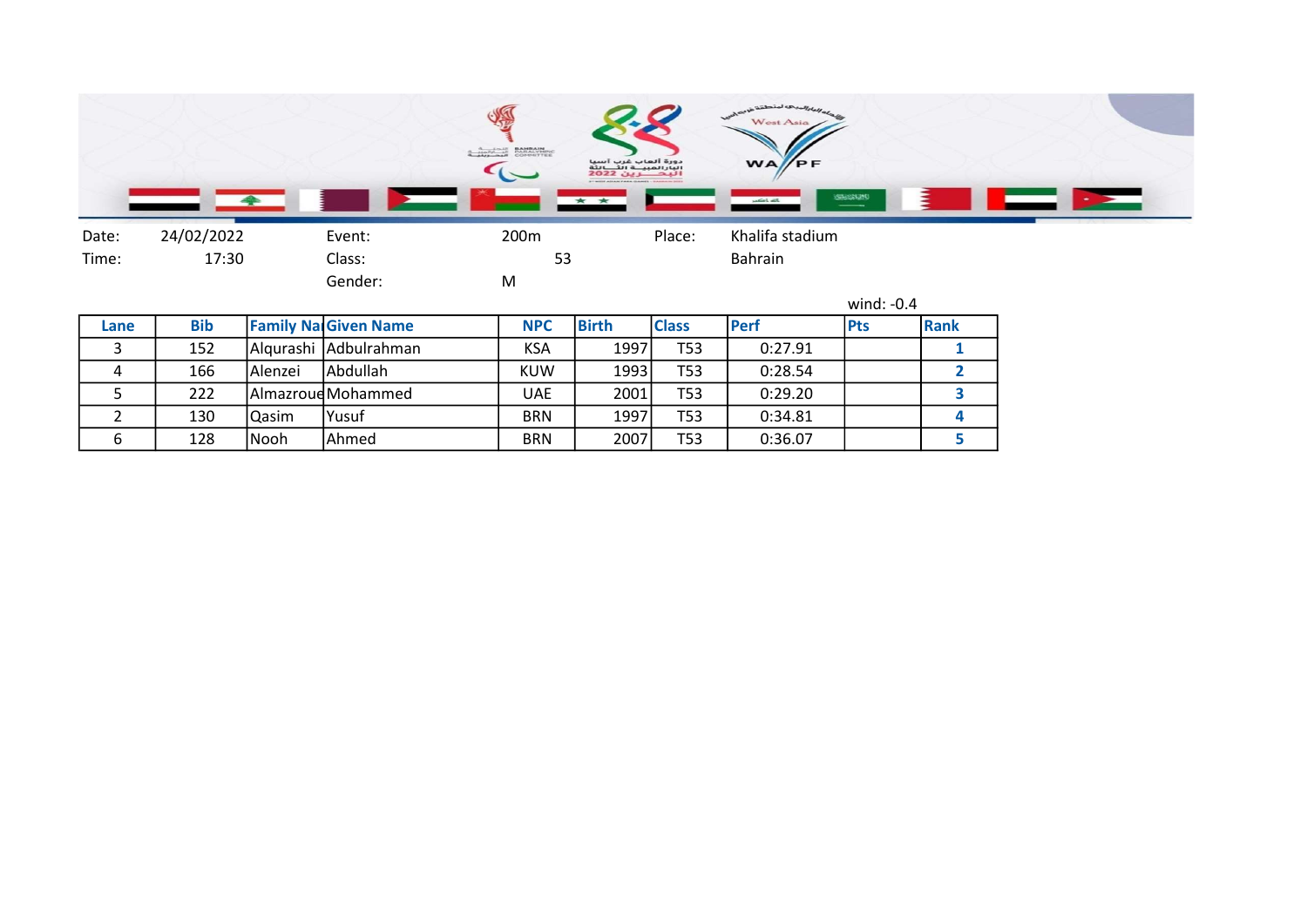Date: 24/02/2022 Event: 200m Place: Khalifa stadium

Time: 17:30 Class: 53 Bahrain

Gender: M

wind: -0.4

| Lane | Bib | Family Na | Given Name | NPC | Birth | Class | Perf | Pts | Rank |
|---|---|---|---|---|---|---|---|---|---|
| 3 | 152 | Alqurashi | Adbulrahman | KSA | 1997 | T53 | 0:27.91 | | 1 |
| 4 | 166 | Alenzei | Abdullah | KUW | 1993 | T53 | 0:28.54 | | 2 |
| 5 | 222 | Almazroue | Mohammed | UAE | 2001 | T53 | 0:29.20 | | 3 |
| 2 | 130 | Qasim | Yusuf | BRN | 1997 | T53 | 0:34.81 | | 4 |
| 6 | 128 | Nooh | Ahmed | BRN | 2007 | T53 | 0:36.07 | | 5 |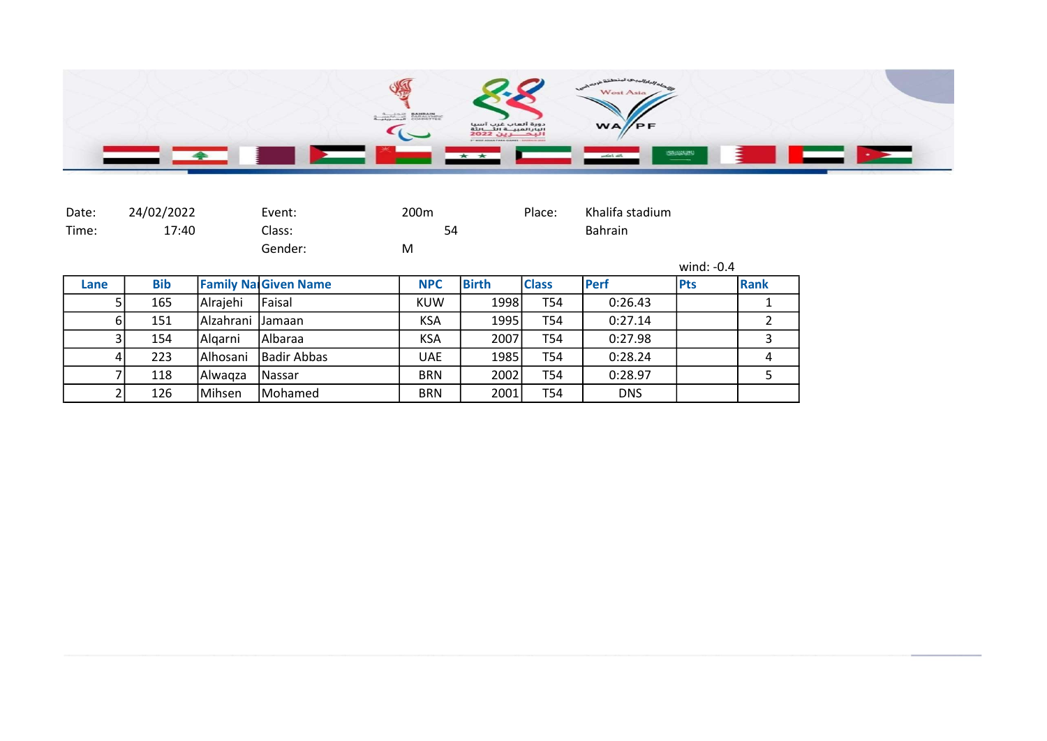Date: 24/02/2022 Event: 200m Place: Khalifa stadium

Time: 17:40 Class: 54 Bahrain

Gender: M

wind: -0.4

| Lane | Bib | Family Na | Given Name | NPC | Birth | Class | Perf | Pts | Rank |
|---|---|---|---|---|---|---|---|---|---|
| 5 | 165 | Alrajehi | Faisal | KUW | 1998 | T54 | 0:26.43 | | 1 |
| 6 | 151 | Alzahrani | Jamaan | KSA | 1995 | T54 | 0:27.14 | | 2 |
| 3 | 154 | Alqarni | Albaraa | KSA | 2007 | T54 | 0:27.98 | | 3 |
| 4 | 223 | Alhosani | Badir Abbas | UAE | 1985 | T54 | 0:28.24 | | 4 |
| 7 | 118 | Alwaqza | Nassar | BRN | 2002 | T54 | 0:28.97 | | 5 |
| 2 | 126 | Mihsen | Mohamed | BRN | 2001 | T54 | DNS | | |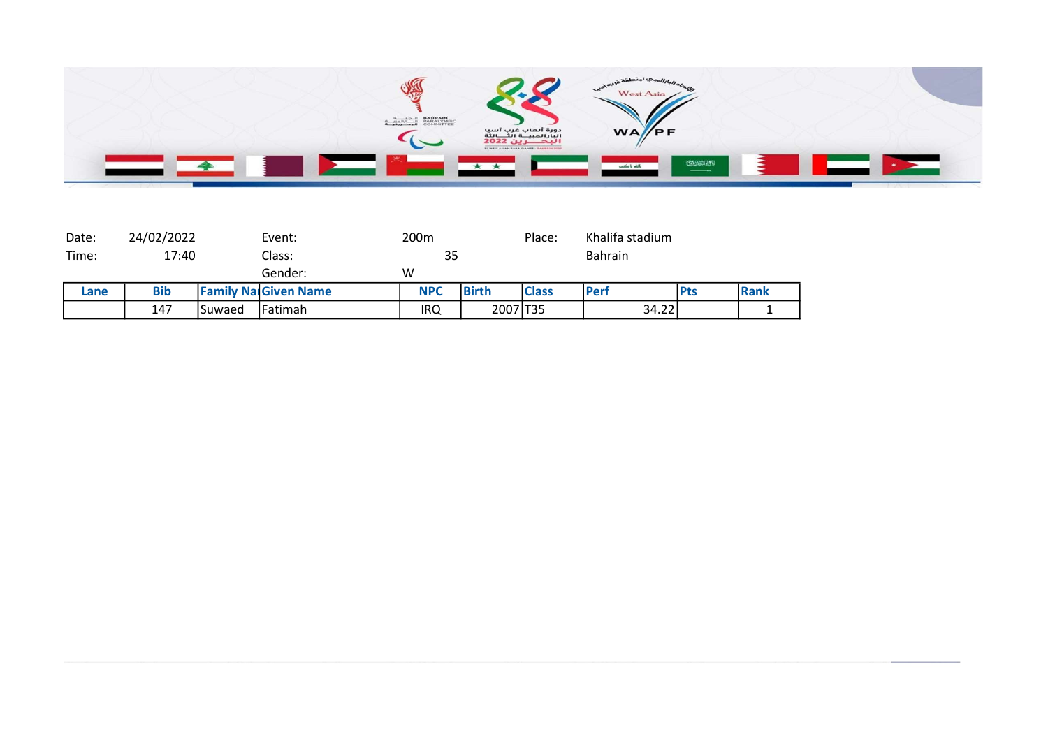| Date: | 24/02/2022 | Event: | 200m | Place: | Khalifa stadium |
|---|---|---|---|---|---|
| Time: | 17:40 | Class: | 35 | | Bahrain |
| | | Gender: | W | | |

| Lane | Bib | Family Na | Given Name | NPC | Birth | Class | Perf | Pts | Rank |
|---|---|---|---|---|---|---|---|---|---|
| | 147 | Suwaed | Fatimah | IRQ | 2007 | T35 | 34.22 | | 1 |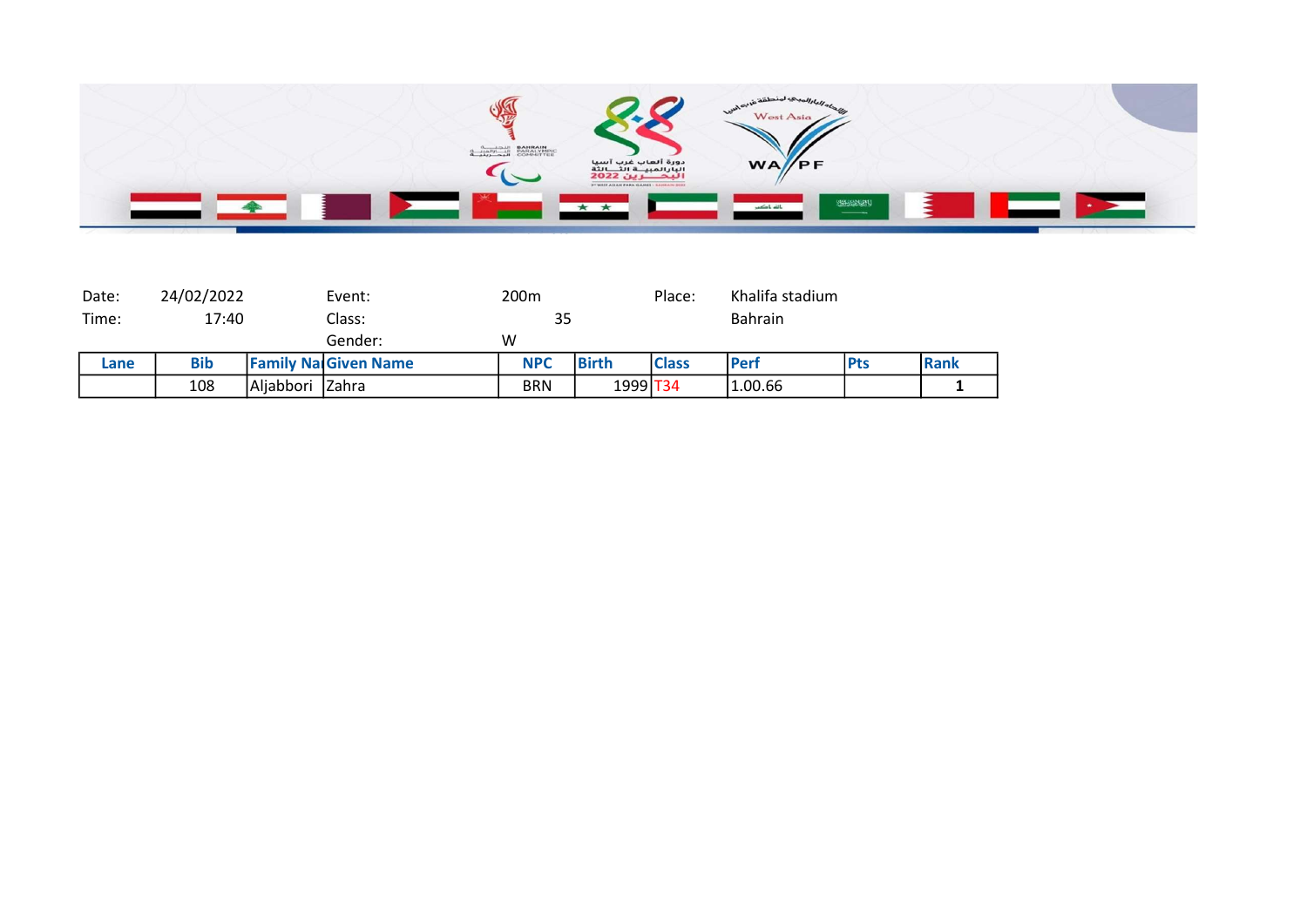| | | | | | |
|---|---|---|---|---|---|
| Date: | 24/02/2022 | Event: | 200m | Place: | Khalifa stadium |
| Time: | 17:40 | Class: | 35 | | Bahrain |
| | | Gender: | W | | |

| Lane | Bib | Family Na | Given Name | NPC | Birth | Class | Perf | Pts | Rank |
|---|---|---|---|---|---|---|---|---|---|
| | 108 | Aljabbori | Zahra | BRN | 1999 | T34 | 1.00.66 | | 1 |